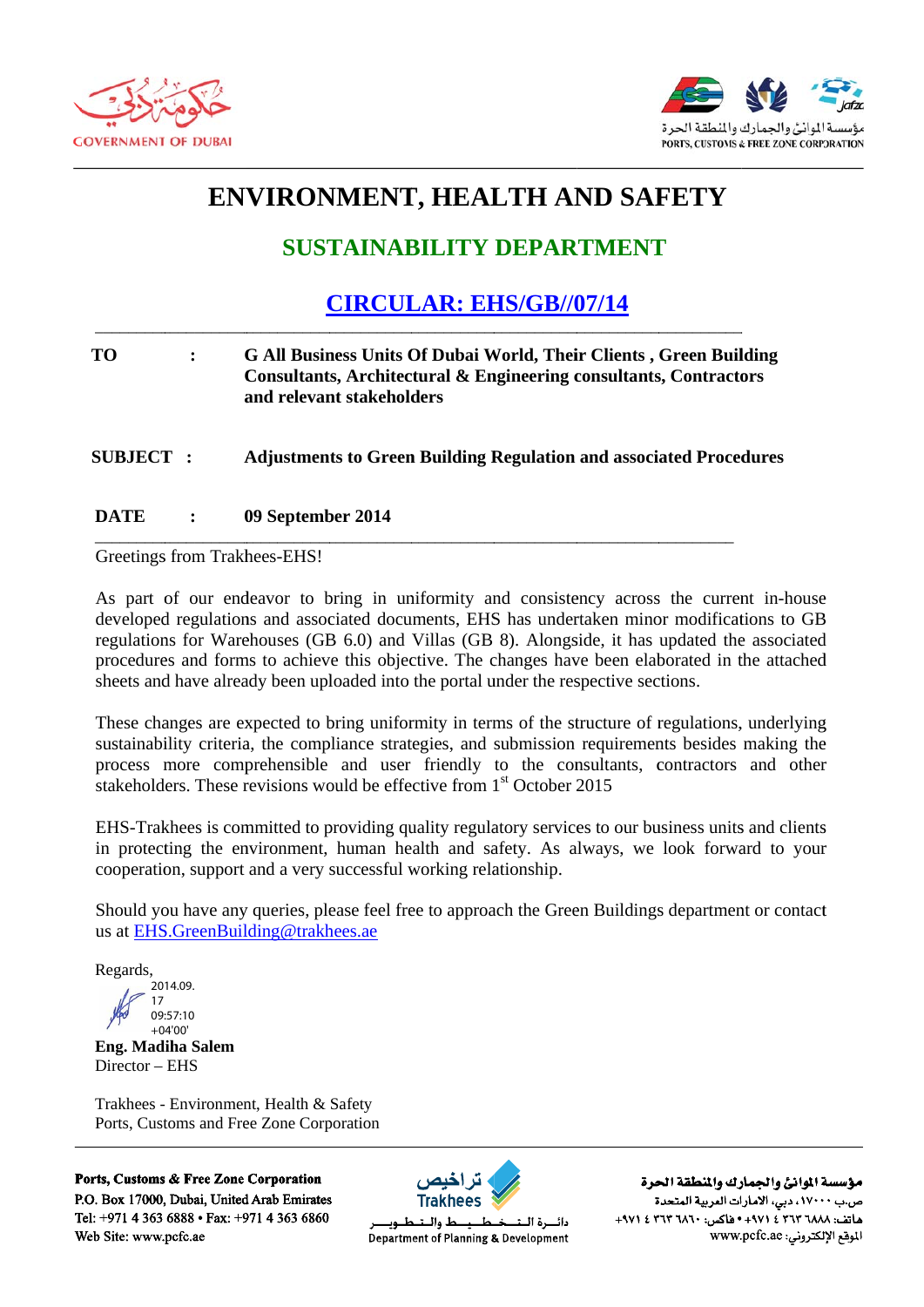# ENVIRONMENT, HEALTH AND SAFETY

## SUSTAINABILITY DEPARTMENT

### CIRCULAR: EHS/GB//07/14

**TO** : **G All Business Units Of Dubai World, Their Clients , Green Building Consultants, Architectural & Engineering consultants, Contractors and relevant stakeholders**

**SUBJECT** : **Adjustments to Green Building Regulation and associated Procedures**

**DATE** : **09 September 2014**

Greetings from Trakhees-EHS!

As part of our endeavor to bring in uniformity and consistency across the current in-house developed regulations and associated documents, EHS has undertaken minor modifications to GB regulations for Warehouses (GB 6.0) and Villas (GB 8). Alongside, it has updated the associated procedures and forms to achieve this objective. The changes have been elaborated in the attached sheets and have already been uploaded into the portal under the respective sections.

These changes are expected to bring uniformity in terms of the structure of regulations, underlying sustainability criteria, the compliance strategies, and submission requirements besides making the process more comprehensible and user friendly to the consultants, contractors and other stakeholders. These revisions would be effective from 1st October 2015

EHS-Trakhees is committed to providing quality regulatory services to our business units and clients in protecting the environment, human health and safety. As always, we look forward to your cooperation, support and a very successful working relationship.

Should you have any queries, please feel free to approach the Green Buildings department or contact us at EHS.GreenBuilding@trakhees.ae

Regards,

2014.09.17 09:57:10 +04'00'

**Eng. Madiha Salem**
Director – EHS

Trakhees - Environment, Health & Safety
Ports, Customs and Free Zone Corporation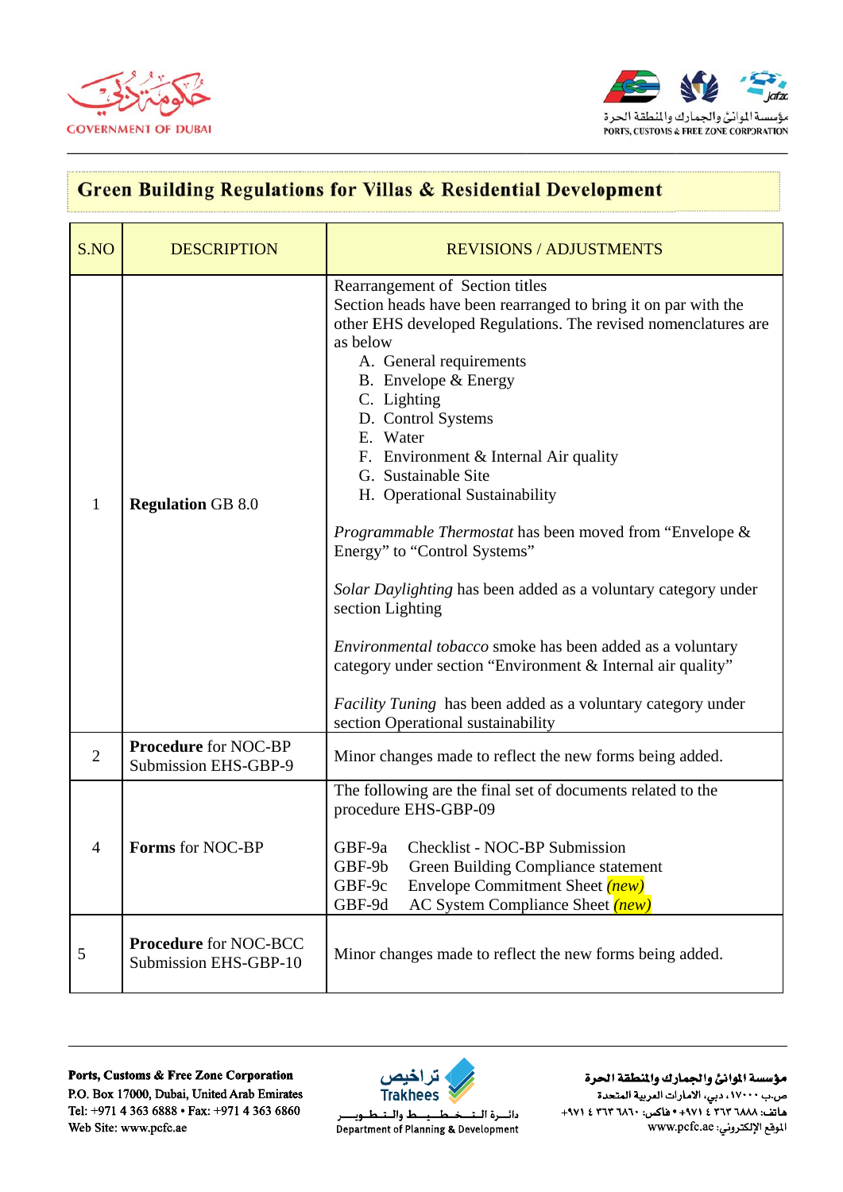## Green Building Regulations for Villas & Residential Development

| S.NO | DESCRIPTION | REVISIONS / ADJUSTMENTS |
|---|---|---|
| 1 | **Regulation** GB 8.0 | Rearrangement of Section titles<br>Section heads have been rearranged to bring it on par with the other EHS developed Regulations. The revised nomenclatures are as below<br>A. General requirements<br>B. Envelope & Energy<br>C. Lighting<br>D. Control Systems<br>E. Water<br>F. Environment & Internal Air quality<br>G. Sustainable Site<br>H. Operational Sustainability<br><br>*Programmable Thermostat* has been moved from “Envelope & Energy” to “Control Systems”<br><br>*Solar Daylighting* has been added as a voluntary category under section Lighting<br><br>*Environmental tobacco* smoke has been added as a voluntary category under section “Environment & Internal air quality”<br><br>*Facility Tuning* has been added as a voluntary category under section Operational sustainability |
| 2 | **Procedure** for NOC-BP Submission EHS-GBP-9 | Minor changes made to reflect the new forms being added. |
| 4 | **Forms** for NOC-BP | The following are the final set of documents related to the procedure EHS-GBP-09<br><br>GBF-9a Checklist - NOC-BP Submission<br>GBF-9b Green Building Compliance statement<br>GBF-9c Envelope Commitment Sheet *(new)*<br>GBF-9d AC System Compliance Sheet *(new)* |
| 5 | **Procedure** for NOC-BCC Submission EHS-GBP-10 | Minor changes made to reflect the new forms being added. |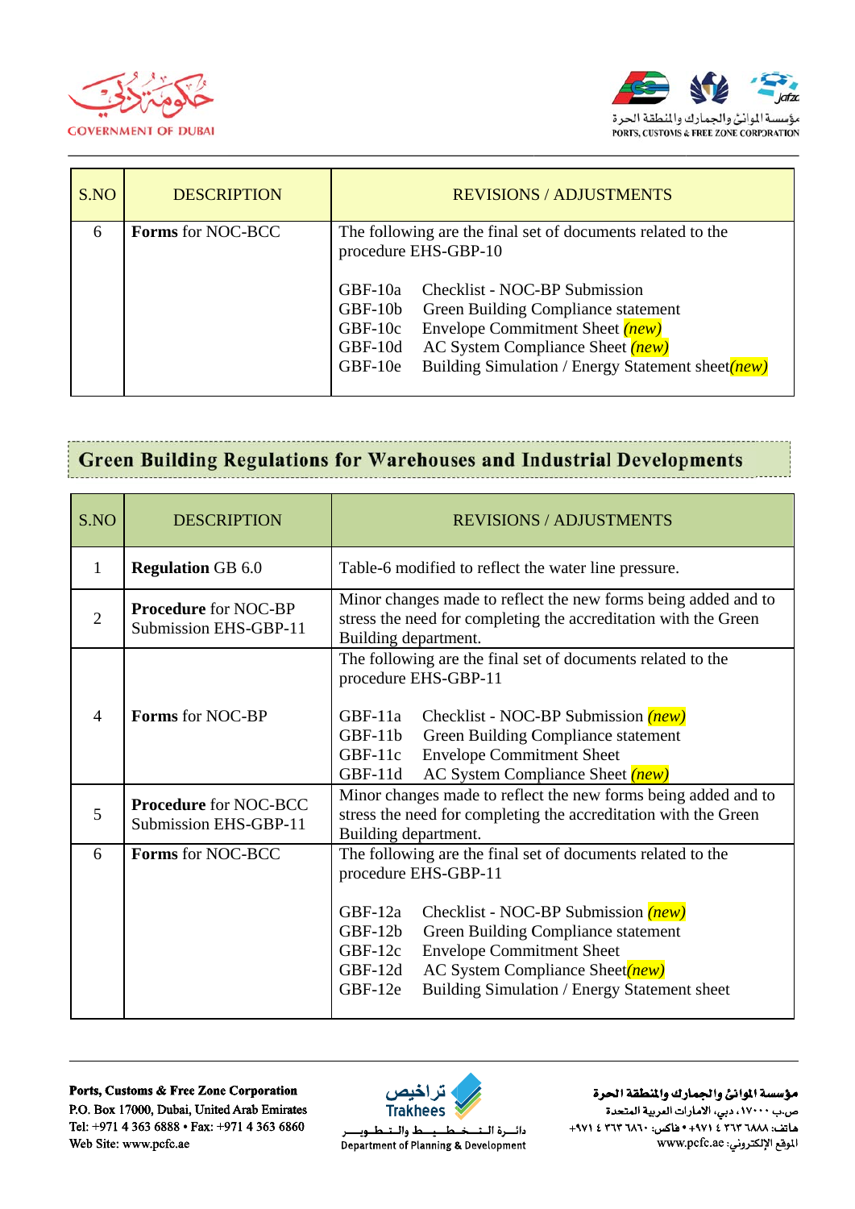| S.NO | DESCRIPTION | REVISIONS / ADJUSTMENTS |
|---|---|---|
| 6 | **Forms** for NOC-BCC | The following are the final set of documents related to the procedure EHS-GBP-10<br><br>GBF-10a Checklist - NOC-BP Submission<br>GBF-10b Green Building Compliance statement<br>GBF-10c Envelope Commitment Sheet ***(new)***<br>GBF-10d AC System Compliance Sheet ***(new)***<br>GBF-10e Building Simulation / Energy Statement sheet***(new)*** |

## Green Building Regulations for Warehouses and Industrial Developments

| S.NO | DESCRIPTION | REVISIONS / ADJUSTMENTS |
|---|---|---|
| 1 | **Regulation** GB 6.0 | Table-6 modified to reflect the water line pressure. |
| 2 | **Procedure** for NOC-BP Submission EHS-GBP-11 | Minor changes made to reflect the new forms being added and to stress the need for completing the accreditation with the Green Building department. |
| 4 | **Forms** for NOC-BP | The following are the final set of documents related to the procedure EHS-GBP-11<br><br>GBF-11a Checklist - NOC-BP Submission ***(new)***<br>GBF-11b Green Building Compliance statement<br>GBF-11c Envelope Commitment Sheet<br>GBF-11d AC System Compliance Sheet ***(new)*** |
| 5 | **Procedure** for NOC-BCC Submission EHS-GBP-11 | Minor changes made to reflect the new forms being added and to stress the need for completing the accreditation with the Green Building department. |
| 6 | **Forms** for NOC-BCC | The following are the final set of documents related to the procedure EHS-GBP-11<br><br>GBF-12a Checklist - NOC-BP Submission ***(new)***<br>GBF-12b Green Building Compliance statement<br>GBF-12c Envelope Commitment Sheet<br>GBF-12d AC System Compliance Sheet***(new)***<br>GBF-12e Building Simulation / Energy Statement sheet |